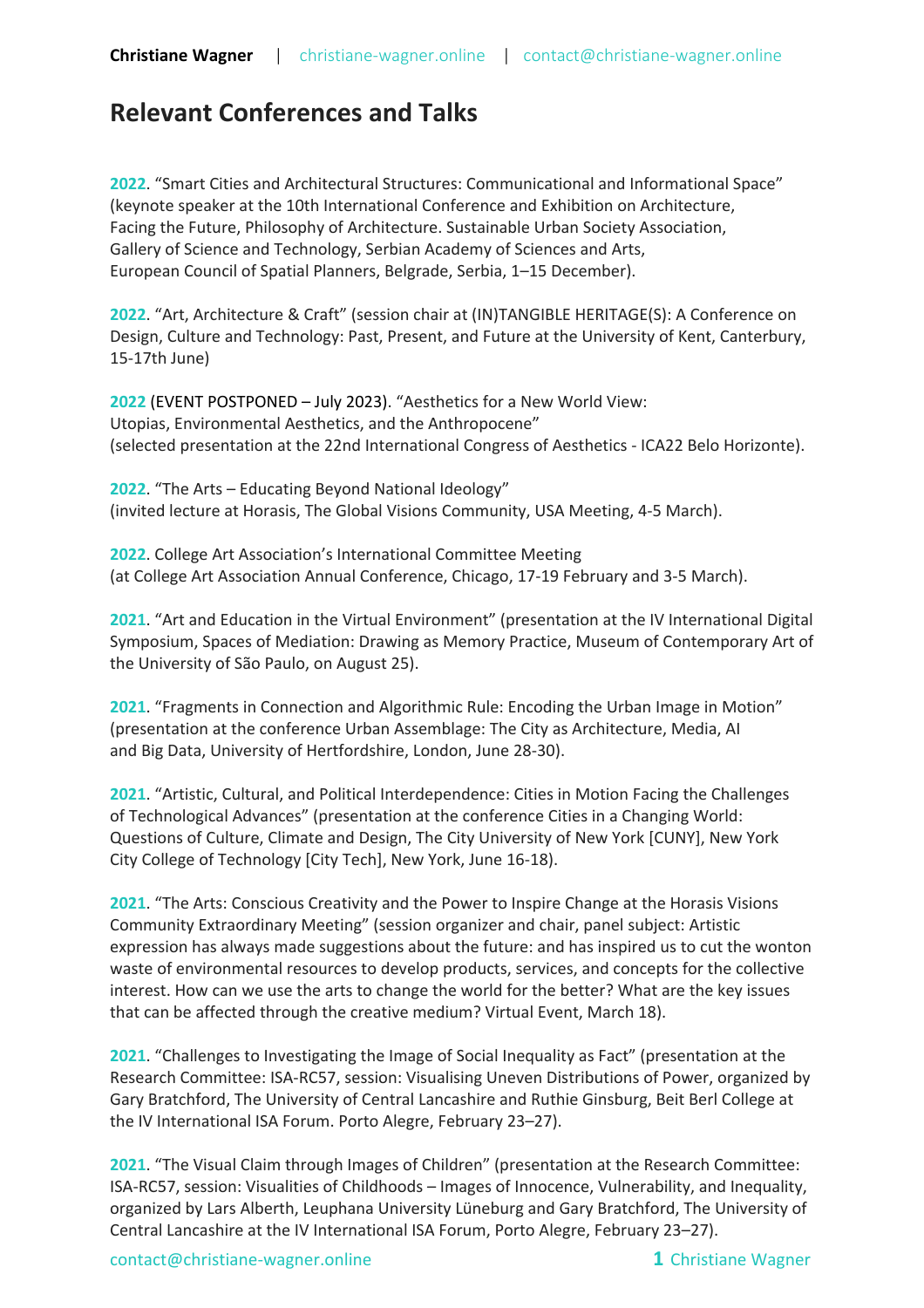Christiane Wagner | christiane-wagner.online | contact@christiane-wagner.online

## Relevant Conferences and Talks

**2022**. "Smart Cities and Architectural Structures: Communicational and Informational Space" (keynote speaker at the 10th International Conference and Exhibition on Architecture, Facing the Future, Philosophy of Architecture. Sustainable Urban Society Association, Gallery of Science and Technology, Serbian Academy of Sciences and Arts, European Council of Spatial Planners, Belgrade, Serbia, 1–15 December).

**2022**. "Art, Architecture & Craft" (session chair at (IN)TANGIBLE HERITAGE(S): A Conference on Design, Culture and Technology: Past, Present, and Future at the University of Kent, Canterbury, 15-17th June)

**2022** (EVENT POSTPONED – July 2023). "Aesthetics for a New World View: Utopias, Environmental Aesthetics, and the Anthropocene" (selected presentation at the 22nd International Congress of Aesthetics - ICA22 Belo Horizonte).

**2022**. "The Arts – Educating Beyond National Ideology" (invited lecture at Horasis, The Global Visions Community, USA Meeting, 4-5 March).

**2022**. College Art Association's International Committee Meeting (at College Art Association Annual Conference, Chicago, 17-19 February and 3-5 March).

**2021**. "Art and Education in the Virtual Environment" (presentation at the IV International Digital Symposium, Spaces of Mediation: Drawing as Memory Practice, Museum of Contemporary Art of the University of São Paulo, on August 25).

**2021**. "Fragments in Connection and Algorithmic Rule: Encoding the Urban Image in Motion" (presentation at the conference Urban Assemblage: The City as Architecture, Media, AI and Big Data, University of Hertfordshire, London, June 28-30).

**2021**. "Artistic, Cultural, and Political Interdependence: Cities in Motion Facing the Challenges of Technological Advances" (presentation at the conference Cities in a Changing World: Questions of Culture, Climate and Design, The City University of New York [CUNY], New York City College of Technology [City Tech], New York, June 16-18).

**2021**. "The Arts: Conscious Creativity and the Power to Inspire Change at the Horasis Visions Community Extraordinary Meeting" (session organizer and chair, panel subject: Artistic expression has always made suggestions about the future: and has inspired us to cut the wonton waste of environmental resources to develop products, services, and concepts for the collective interest. How can we use the arts to change the world for the better? What are the key issues that can be affected through the creative medium? Virtual Event, March 18).

**2021**. "Challenges to Investigating the Image of Social Inequality as Fact" (presentation at the Research Committee: ISA-RC57, session: Visualising Uneven Distributions of Power, organized by Gary Bratchford, The University of Central Lancashire and Ruthie Ginsburg, Beit Berl College at the IV International ISA Forum. Porto Alegre, February 23–27).

**2021**. "The Visual Claim through Images of Children" (presentation at the Research Committee: ISA-RC57, session: Visualities of Childhoods – Images of Innocence, Vulnerability, and Inequality, organized by Lars Alberth, Leuphana University Lüneburg and Gary Bratchford, The University of Central Lancashire at the IV International ISA Forum, Porto Alegre, February 23–27).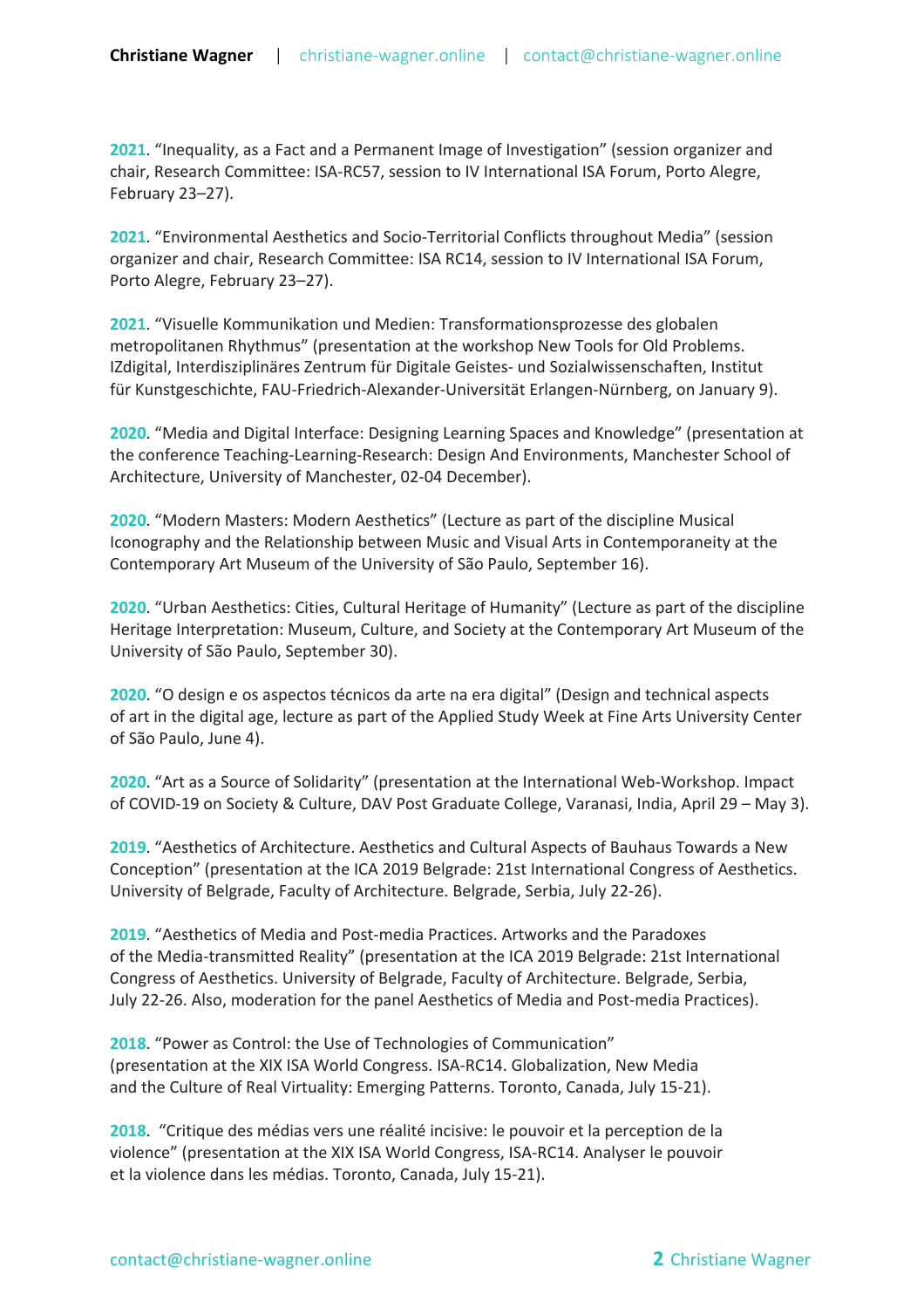**2021**. "Inequality, as a Fact and a Permanent Image of Investigation" (session organizer and chair, Research Committee: ISA-RC57, session to IV International ISA Forum, Porto Alegre, February 23–27).

**2021**. "Environmental Aesthetics and Socio-Territorial Conflicts throughout Media" (session organizer and chair, Research Committee: ISA RC14, session to IV International ISA Forum, Porto Alegre, February 23–27).

**2021**. "Visuelle Kommunikation und Medien: Transformationsprozesse des globalen metropolitanen Rhythmus" (presentation at the workshop New Tools for Old Problems. IZdigital, Interdisziplinäres Zentrum für Digitale Geistes- und Sozialwissenschaften, Institut für Kunstgeschichte, FAU-Friedrich-Alexander-Universität Erlangen-Nürnberg, on January 9).

**2020**. "Media and Digital Interface: Designing Learning Spaces and Knowledge" (presentation at the conference Teaching-Learning-Research: Design And Environments, Manchester School of Architecture, University of Manchester, 02-04 December).

**2020**. "Modern Masters: Modern Aesthetics" (Lecture as part of the discipline Musical Iconography and the Relationship between Music and Visual Arts in Contemporaneity at the Contemporary Art Museum of the University of São Paulo, September 16).

**2020**. "Urban Aesthetics: Cities, Cultural Heritage of Humanity" (Lecture as part of the discipline Heritage Interpretation: Museum, Culture, and Society at the Contemporary Art Museum of the University of São Paulo, September 30).

**2020**. "O design e os aspectos técnicos da arte na era digital" (Design and technical aspects of art in the digital age, lecture as part of the Applied Study Week at Fine Arts University Center of São Paulo, June 4).

**2020**. "Art as a Source of Solidarity" (presentation at the International Web-Workshop. Impact of COVID-19 on Society & Culture, DAV Post Graduate College, Varanasi, India, April 29 – May 3).

**2019**. "Aesthetics of Architecture. Aesthetics and Cultural Aspects of Bauhaus Towards a New Conception" (presentation at the ICA 2019 Belgrade: 21st International Congress of Aesthetics. University of Belgrade, Faculty of Architecture. Belgrade, Serbia, July 22-26).

**2019**. "Aesthetics of Media and Post-media Practices. Artworks and the Paradoxes of the Media-transmitted Reality" (presentation at the ICA 2019 Belgrade: 21st International Congress of Aesthetics. University of Belgrade, Faculty of Architecture. Belgrade, Serbia, July 22-26. Also, moderation for the panel Aesthetics of Media and Post-media Practices).

**2018**. "Power as Control: the Use of Technologies of Communication" (presentation at the XIX ISA World Congress. ISA-RC14. Globalization, New Media and the Culture of Real Virtuality: Emerging Patterns. Toronto, Canada, July 15-21).

**2018**. "Critique des médias vers une réalité incisive: le pouvoir et la perception de la violence" (presentation at the XIX ISA World Congress, ISA-RC14. Analyser le pouvoir et la violence dans les médias. Toronto, Canada, July 15-21).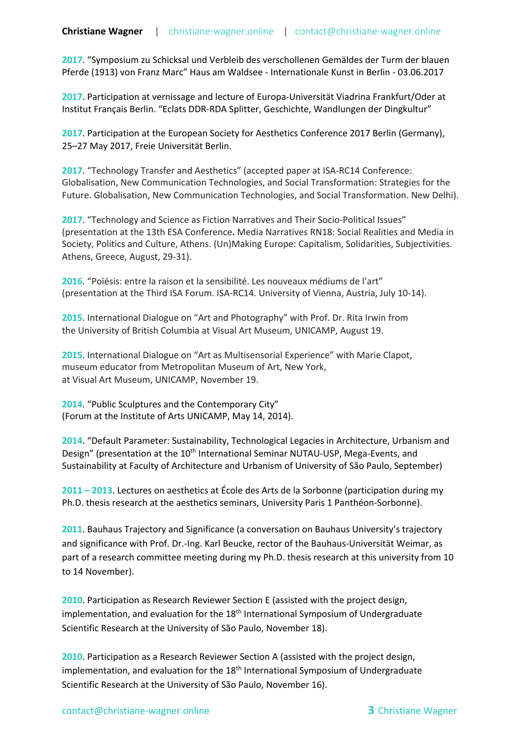**2017**. “Symposium zu Schicksal und Verbleib des verschollenen Gemäldes der Turm der blauen Pferde (1913) von Franz Marc” Haus am Waldsee - Internationale Kunst in Berlin - 03.06.2017

**2017**. Participation at vernissage and lecture of Europa-Universität Viadrina Frankfurt/Oder at Institut Français Berlin. “Eclats DDR-RDA Splitter, Geschichte, Wandlungen der Dingkultur”

**2017**. Participation at the European Society for Aesthetics Conference 2017 Berlin (Germany), 25–27 May 2017, Freie Universität Berlin.

**2017**. “Technology Transfer and Aesthetics” (accepted paper at ISA-RC14 Conference: Globalisation, New Communication Technologies, and Social Transformation: Strategies for the Future. Globalisation, New Communication Technologies, and Social Transformation. New Delhi).

**2017**. “Technology and Science as Fiction Narratives and Their Socio-Political Issues” (presentation at the 13th ESA Conference**.** Media Narratives RN18: Social Realities and Media in Society, Politics and Culture, Athens. (Un)Making Europe: Capitalism, Solidarities, Subjectivities. Athens, Greece, August, 29-31).

**2016**. “Poïésis: entre la raison et la sensibilité. Les nouveaux médiums de l’art” (presentation at the Third ISA Forum. ISA-RC14. University of Vienna, Austria, July 10-14).

**2015**. International Dialogue on “Art and Photography” with Prof. Dr. Rita Irwin from the University of British Columbia at Visual Art Museum, UNICAMP, August 19.

**2015**. International Dialogue on “Art as Multisensorial Experience” with Marie Clapot, museum educator from Metropolitan Museum of Art, New York, at Visual Art Museum, UNICAMP, November 19.

**2014**. “Public Sculptures and the Contemporary City” (Forum at the Institute of Arts UNICAMP, May 14, 2014).

**2014**. “Default Parameter: Sustainability, Technological Legacies in Architecture, Urbanism and Design” (presentation at the 10th International Seminar NUTAU-USP, Mega-Events, and Sustainability at Faculty of Architecture and Urbanism of University of São Paulo, September)

**2011 – 2013**. Lectures on aesthetics at École des Arts de la Sorbonne (participation during my Ph.D. thesis research at the aesthetics seminars, University Paris 1 Panthéon-Sorbonne).

**2011**. Bauhaus Trajectory and Significance (a conversation on Bauhaus University’s trajectory and significance with Prof. Dr.-Ing. Karl Beucke, rector of the Bauhaus-Universität Weimar, as part of a research committee meeting during my Ph.D. thesis research at this university from 10 to 14 November).

**2010**. Participation as Research Reviewer Section E (assisted with the project design, implementation, and evaluation for the 18th International Symposium of Undergraduate Scientific Research at the University of São Paulo, November 18).

**2010**. Participation as a Research Reviewer Section A (assisted with the project design, implementation, and evaluation for the 18th International Symposium of Undergraduate Scientific Research at the University of São Paulo, November 16).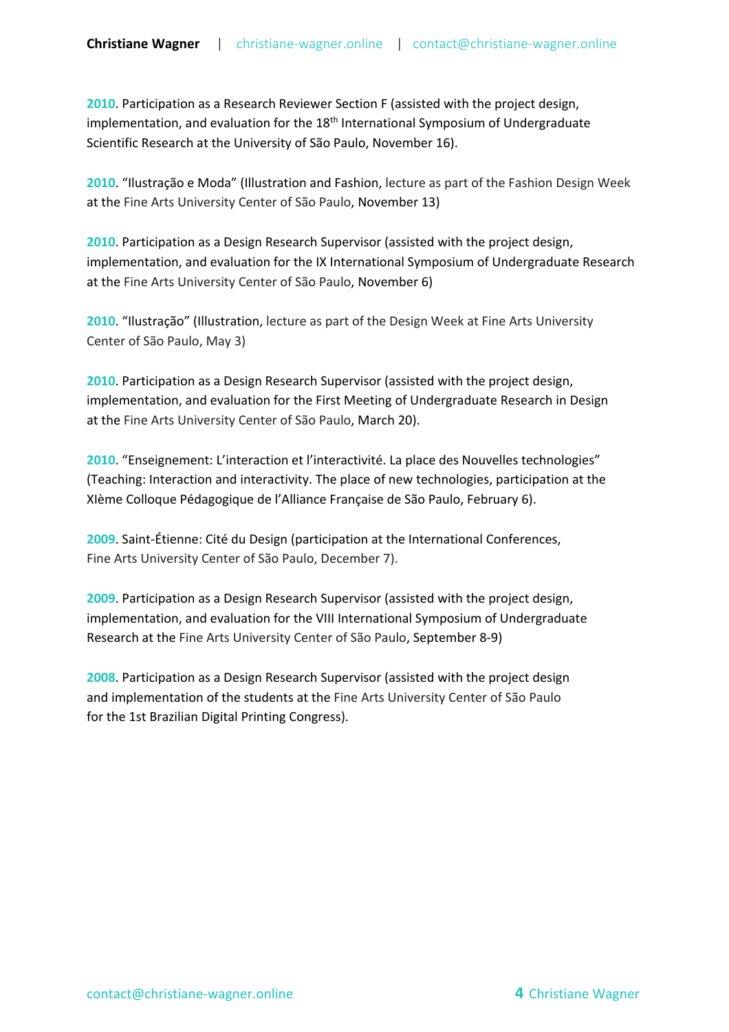**2010**. Participation as a Research Reviewer Section F (assisted with the project design, implementation, and evaluation for the 18th International Symposium of Undergraduate Scientific Research at the University of São Paulo, November 16).

**2010**. "Ilustração e Moda" (Illustration and Fashion, lecture as part of the Fashion Design Week at the Fine Arts University Center of São Paulo, November 13)

**2010**. Participation as a Design Research Supervisor (assisted with the project design, implementation, and evaluation for the IX International Symposium of Undergraduate Research at the Fine Arts University Center of São Paulo, November 6)

**2010**. "Ilustração" (Illustration, lecture as part of the Design Week at Fine Arts University Center of São Paulo, May 3)

**2010**. Participation as a Design Research Supervisor (assisted with the project design, implementation, and evaluation for the First Meeting of Undergraduate Research in Design at the Fine Arts University Center of São Paulo, March 20).

**2010**. "Enseignement: L'interaction et l'interactivité. La place des Nouvelles technologies" (Teaching: Interaction and interactivity. The place of new technologies, participation at the XIème Colloque Pédagogique de l'Alliance Française de São Paulo, February 6).

**2009**. Saint-Étienne: Cité du Design (participation at the International Conferences, Fine Arts University Center of São Paulo, December 7).

**2009**. Participation as a Design Research Supervisor (assisted with the project design, implementation, and evaluation for the VIII International Symposium of Undergraduate Research at the Fine Arts University Center of São Paulo, September 8-9)

**2008**. Participation as a Design Research Supervisor (assisted with the project design and implementation of the students at the Fine Arts University Center of São Paulo for the 1st Brazilian Digital Printing Congress).